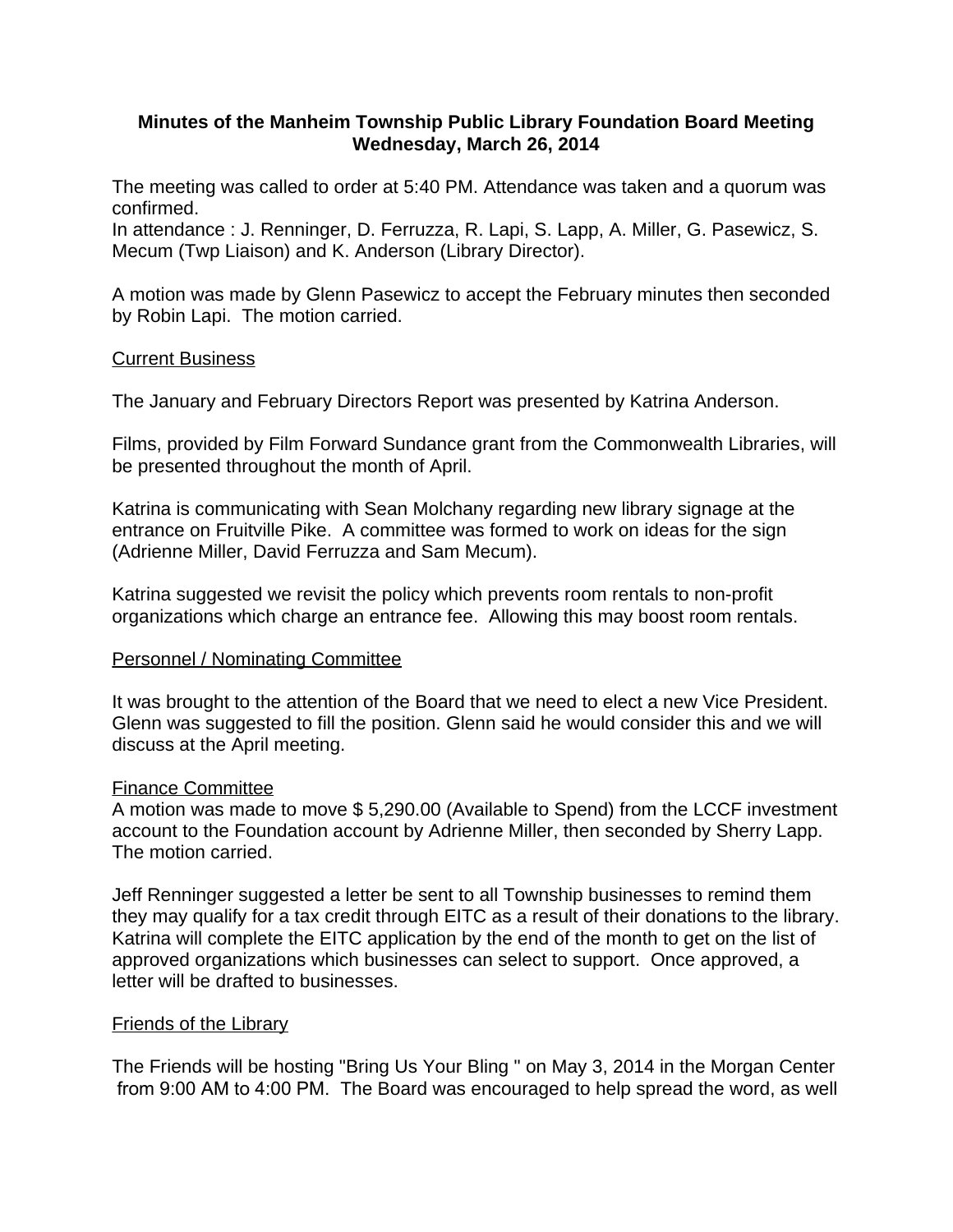**Minutes of the Manheim Township Public Library Foundation Board Meeting**
**Wednesday, March 26, 2014**

The meeting was called to order at 5:40 PM. Attendance was taken and a quorum was confirmed.
In attendance : J. Renninger, D. Ferruzza, R. Lapi, S. Lapp, A. Miller, G. Pasewicz, S. Mecum (Twp Liaison) and K. Anderson (Library Director).

A motion was made by Glenn Pasewicz to accept the February minutes then seconded by Robin Lapi. The motion carried.

Current Business

The January and February Directors Report was presented by Katrina Anderson.

Films, provided by Film Forward Sundance grant from the Commonwealth Libraries, will be presented throughout the month of April.

Katrina is communicating with Sean Molchany regarding new library signage at the entrance on Fruitville Pike. A committee was formed to work on ideas for the sign (Adrienne Miller, David Ferruzza and Sam Mecum).

Katrina suggested we revisit the policy which prevents room rentals to non-profit organizations which charge an entrance fee. Allowing this may boost room rentals.

Personnel / Nominating Committee

It was brought to the attention of the Board that we need to elect a new Vice President. Glenn was suggested to fill the position. Glenn said he would consider this and we will discuss at the April meeting.

Finance Committee

A motion was made to move $ 5,290.00 (Available to Spend) from the LCCF investment account to the Foundation account by Adrienne Miller, then seconded by Sherry Lapp. The motion carried.

Jeff Renninger suggested a letter be sent to all Township businesses to remind them they may qualify for a tax credit through EITC as a result of their donations to the library. Katrina will complete the EITC application by the end of the month to get on the list of approved organizations which businesses can select to support. Once approved, a letter will be drafted to businesses.

Friends of the Library

The Friends will be hosting "Bring Us Your Bling " on May 3, 2014 in the Morgan Center from 9:00 AM to 4:00 PM. The Board was encouraged to help spread the word, as well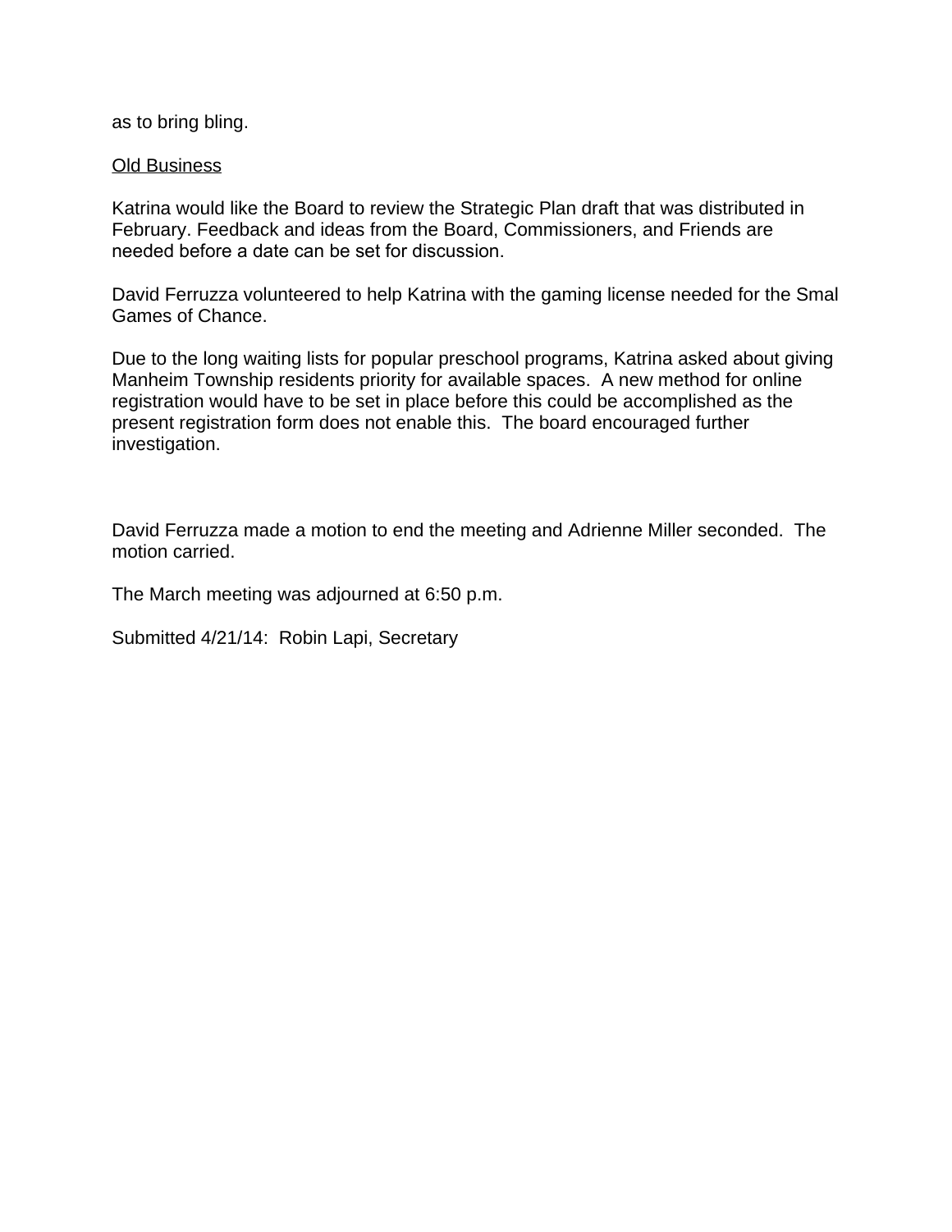as to bring bling.

Old Business

Katrina would like the Board to review the Strategic Plan draft that was distributed in February. Feedback and ideas from the Board, Commissioners, and Friends are needed before a date can be set for discussion.

David Ferruzza volunteered to help Katrina with the gaming license needed for the Smal Games of Chance.

Due to the long waiting lists for popular preschool programs, Katrina asked about giving Manheim Township residents priority for available spaces. A new method for online registration would have to be set in place before this could be accomplished as the present registration form does not enable this. The board encouraged further investigation.

David Ferruzza made a motion to end the meeting and Adrienne Miller seconded. The motion carried.

The March meeting was adjourned at 6:50 p.m.

Submitted 4/21/14: Robin Lapi, Secretary